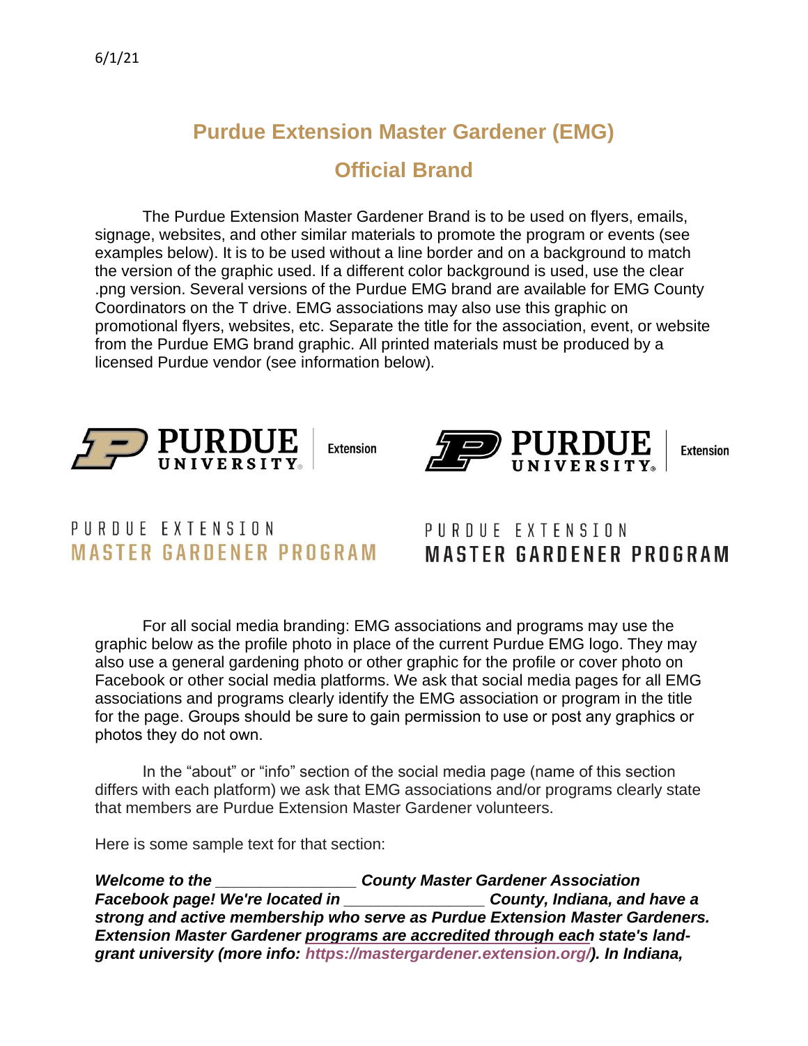6/1/21

# Purdue Extension Master Gardener (EMG)

# Official Brand

The Purdue Extension Master Gardener Brand is to be used on flyers, emails, signage, websites, and other similar materials to promote the program or events (see examples below). It is to be used without a line border and on a background to match the version of the graphic used. If a different color background is used, use the clear .png version. Several versions of the Purdue EMG brand are available for EMG County Coordinators on the T drive. EMG associations may also use this graphic on promotional flyers, websites, etc. Separate the title for the association, event, or website from the Purdue EMG brand graphic. All printed materials must be produced by a licensed Purdue vendor (see information below).

PURDUE UNIVERSITY | Extension

PURDUE EXTENSION
MASTER GARDENER PROGRAM

PURDUE UNIVERSITY | Extension

PURDUE EXTENSION
MASTER GARDENER PROGRAM

For all social media branding: EMG associations and programs may use the graphic below as the profile photo in place of the current Purdue EMG logo. They may also use a general gardening photo or other graphic for the profile or cover photo on Facebook or other social media platforms. We ask that social media pages for all EMG associations and programs clearly identify the EMG association or program in the title for the page. Groups should be sure to gain permission to use or post any graphics or photos they do not own.

In the "about" or "info" section of the social media page (name of this section differs with each platform) we ask that EMG associations and/or programs clearly state that members are Purdue Extension Master Gardener volunteers.

Here is some sample text for that section:

***Welcome to the _______________ County Master Gardener Association Facebook page! We're located in _______________ County, Indiana, and have a strong and active membership who serve as Purdue Extension Master Gardeners. Extension Master Gardener programs are accredited through each state's land-grant university (more info: https://mastergardener.extension.org/). In Indiana,***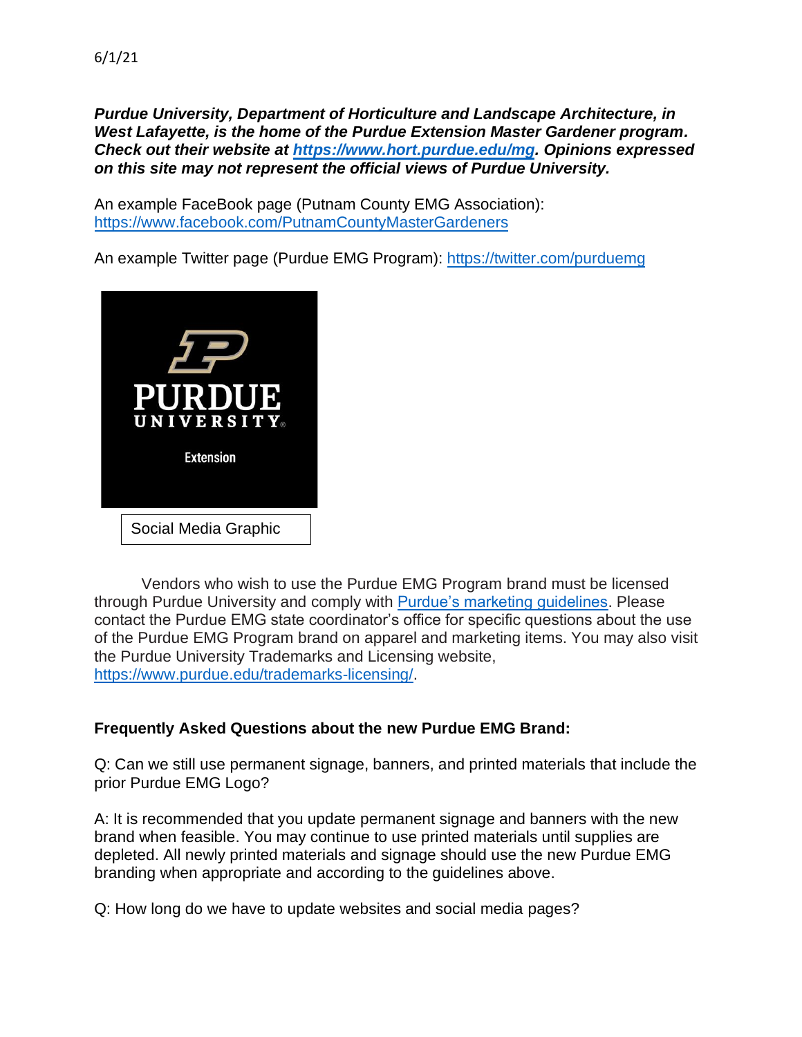6/1/21

***Purdue University, Department of Horticulture and Landscape Architecture, in West Lafayette, is the home of the Purdue Extension Master Gardener program. Check out their website at [https://www.hort.purdue.edu/mg](https://www.hort.purdue.edu/mg). Opinions expressed on this site may not represent the official views of Purdue University.***

An example FaceBook page (Putnam County EMG Association): [https://www.facebook.com/PutnamCountyMasterGardeners](https://www.facebook.com/PutnamCountyMasterGardeners)

An example Twitter page (Purdue EMG Program): [https://twitter.com/purduemg](https://twitter.com/purduemg)

PURDUE UNIVERSITY®

Extension

Social Media Graphic

Vendors who wish to use the Purdue EMG Program brand must be licensed through Purdue University and comply with Purdue's marketing guidelines. Please contact the Purdue EMG state coordinator's office for specific questions about the use of the Purdue EMG Program brand on apparel and marketing items. You may also visit the Purdue University Trademarks and Licensing website, [https://www.purdue.edu/trademarks-licensing/](https://www.purdue.edu/trademarks-licensing/).

**Frequently Asked Questions about the new Purdue EMG Brand:**

Q: Can we still use permanent signage, banners, and printed materials that include the prior Purdue EMG Logo?

A: It is recommended that you update permanent signage and banners with the new brand when feasible. You may continue to use printed materials until supplies are depleted. All newly printed materials and signage should use the new Purdue EMG branding when appropriate and according to the guidelines above.

Q: How long do we have to update websites and social media pages?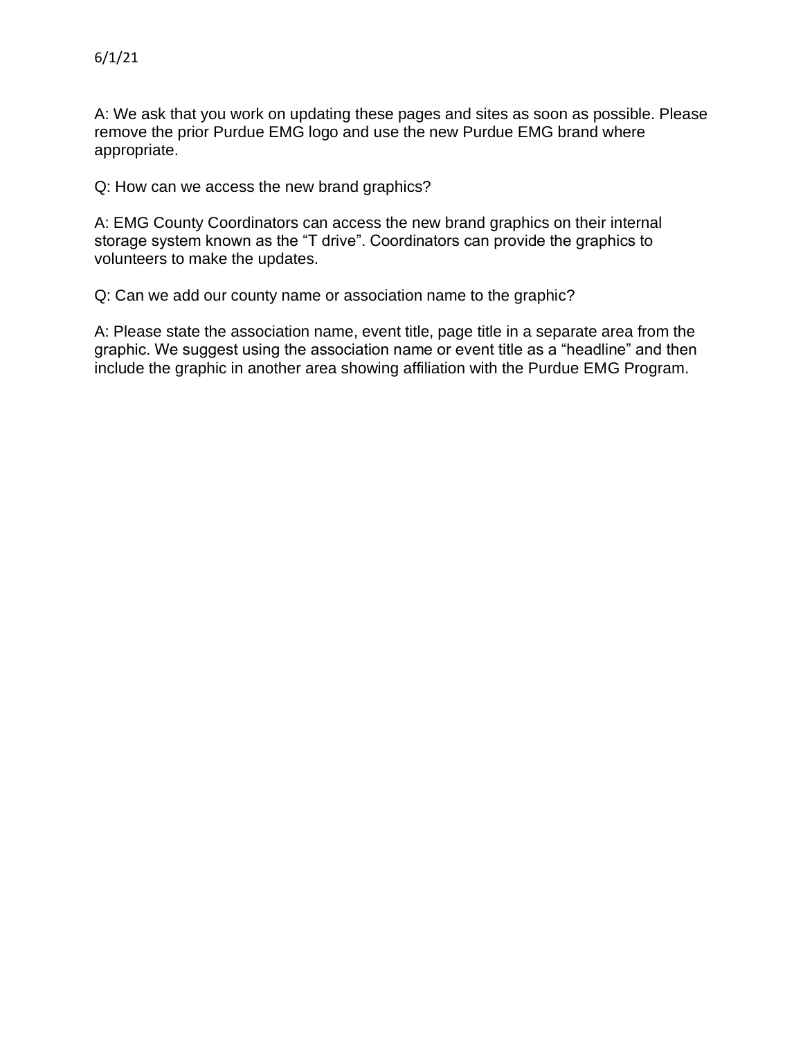6/1/21

A: We ask that you work on updating these pages and sites as soon as possible. Please remove the prior Purdue EMG logo and use the new Purdue EMG brand where appropriate.

Q: How can we access the new brand graphics?

A: EMG County Coordinators can access the new brand graphics on their internal storage system known as the "T drive". Coordinators can provide the graphics to volunteers to make the updates.

Q: Can we add our county name or association name to the graphic?

A: Please state the association name, event title, page title in a separate area from the graphic. We suggest using the association name or event title as a "headline" and then include the graphic in another area showing affiliation with the Purdue EMG Program.